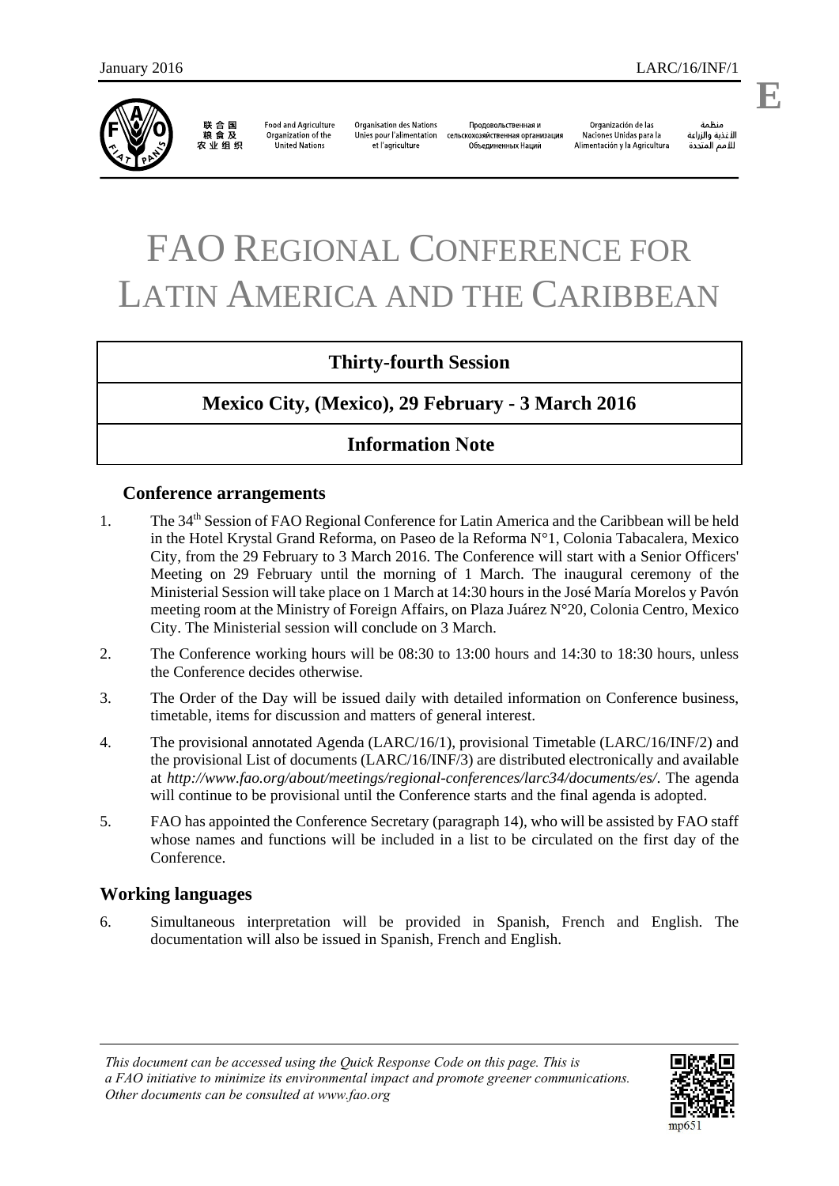January 2016 LARC/16/INF/1

联合国粮食及农业组织 | Food and Agriculture Organization of the United Nations | Organisation des Nations Unies pour l'alimentation et l'agriculture | Продовольственная и сельскохозяйственная организация Объединенных Наций | Organización de las Naciones Unidas para la Alimentación y la Agricultura | منظمة الأغذية والزراعة للأمم المتحدة

E

# FAO REGIONAL CONFERENCE FOR LATIN AMERICA AND THE CARIBBEAN

## Thirty-fourth Session

## Mexico City, (Mexico), 29 February - 3 March 2016

## Information Note

### Conference arrangements

1. The 34th Session of FAO Regional Conference for Latin America and the Caribbean will be held in the Hotel Krystal Grand Reforma, on Paseo de la Reforma N°1, Colonia Tabacalera, Mexico City, from the 29 February to 3 March 2016. The Conference will start with a Senior Officers' Meeting on 29 February until the morning of 1 March. The inaugural ceremony of the Ministerial Session will take place on 1 March at 14:30 hours in the José María Morelos y Pavón meeting room at the Ministry of Foreign Affairs, on Plaza Juárez N°20, Colonia Centro, Mexico City. The Ministerial session will conclude on 3 March.

2. The Conference working hours will be 08:30 to 13:00 hours and 14:30 to 18:30 hours, unless the Conference decides otherwise.

3. The Order of the Day will be issued daily with detailed information on Conference business, timetable, items for discussion and matters of general interest.

4. The provisional annotated Agenda (LARC/16/1), provisional Timetable (LARC/16/INF/2) and the provisional List of documents (LARC/16/INF/3) are distributed electronically and available at *http://www.fao.org/about/meetings/regional-conferences/larc34/documents/es/*. The agenda will continue to be provisional until the Conference starts and the final agenda is adopted.

5. FAO has appointed the Conference Secretary (paragraph 14), who will be assisted by FAO staff whose names and functions will be included in a list to be circulated on the first day of the Conference.

### Working languages

6. Simultaneous interpretation will be provided in Spanish, French and English. The documentation will also be issued in Spanish, French and English.

*This document can be accessed using the Quick Response Code on this page. This is a FAO initiative to minimize its environmental impact and promote greener communications. Other documents can be consulted at www.fao.org*

mp651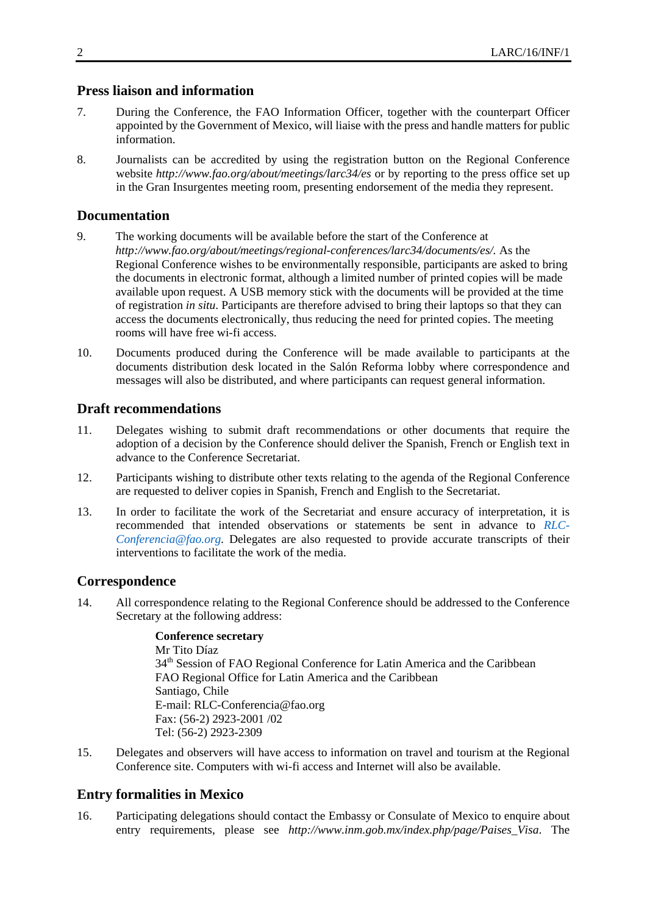## Press liaison and information

7. During the Conference, the FAO Information Officer, together with the counterpart Officer appointed by the Government of Mexico, will liaise with the press and handle matters for public information.

8. Journalists can be accredited by using the registration button on the Regional Conference website *http://www.fao.org/about/meetings/larc34/es* or by reporting to the press office set up in the Gran Insurgentes meeting room, presenting endorsement of the media they represent.

## Documentation

9. The working documents will be available before the start of the Conference at *http://www.fao.org/about/meetings/regional-conferences/larc34/documents/es/.* As the Regional Conference wishes to be environmentally responsible, participants are asked to bring the documents in electronic format, although a limited number of printed copies will be made available upon request. A USB memory stick with the documents will be provided at the time of registration *in situ*. Participants are therefore advised to bring their laptops so that they can access the documents electronically, thus reducing the need for printed copies. The meeting rooms will have free wi-fi access.

10. Documents produced during the Conference will be made available to participants at the documents distribution desk located in the Salón Reforma lobby where correspondence and messages will also be distributed, and where participants can request general information.

## Draft recommendations

11. Delegates wishing to submit draft recommendations or other documents that require the adoption of a decision by the Conference should deliver the Spanish, French or English text in advance to the Conference Secretariat.

12. Participants wishing to distribute other texts relating to the agenda of the Regional Conference are requested to deliver copies in Spanish, French and English to the Secretariat.

13. In order to facilitate the work of the Secretariat and ensure accuracy of interpretation, it is recommended that intended observations or statements be sent in advance to *RLC-Conferencia@fao.org*. Delegates are also requested to provide accurate transcripts of their interventions to facilitate the work of the media.

## Correspondence

14. All correspondence relating to the Regional Conference should be addressed to the Conference Secretary at the following address:

    **Conference secretary**
    Mr Tito Díaz
    34th Session of FAO Regional Conference for Latin America and the Caribbean
    FAO Regional Office for Latin America and the Caribbean
    Santiago, Chile
    E-mail: RLC-Conferencia@fao.org
    Fax: (56-2) 2923-2001 /02
    Tel: (56-2) 2923-2309

15. Delegates and observers will have access to information on travel and tourism at the Regional Conference site. Computers with wi-fi access and Internet will also be available.

## Entry formalities in Mexico

16. Participating delegations should contact the Embassy or Consulate of Mexico to enquire about entry requirements, please see *http://www.inm.gob.mx/index.php/page/Paises_Visa*. The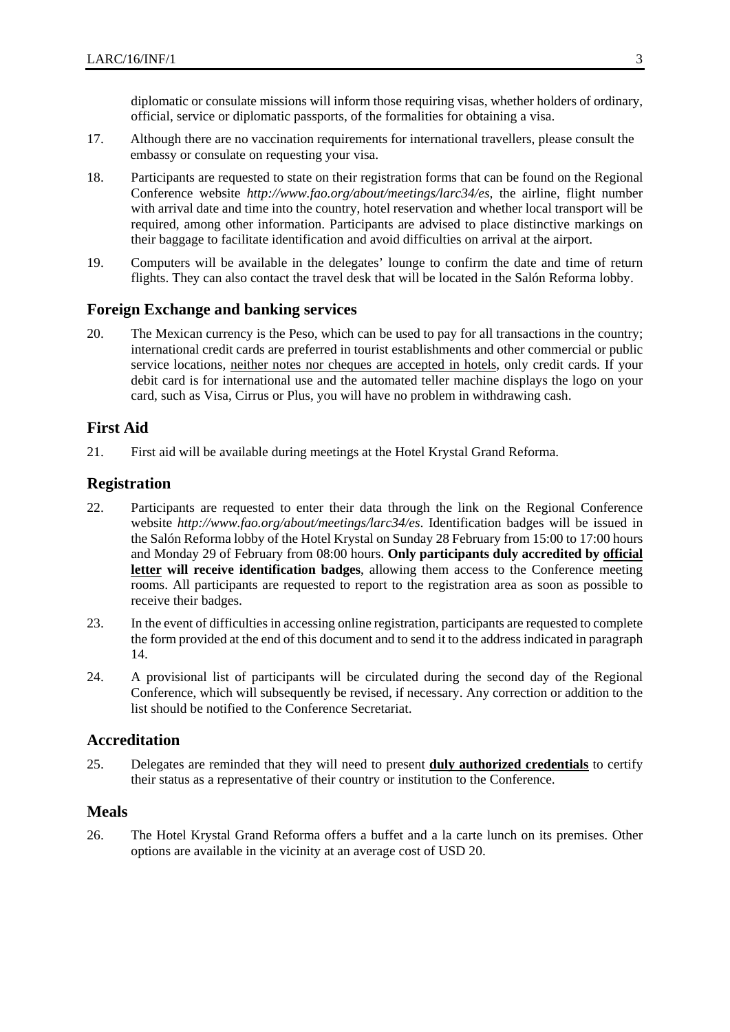diplomatic or consulate missions will inform those requiring visas, whether holders of ordinary, official, service or diplomatic passports, of the formalities for obtaining a visa.

17. Although there are no vaccination requirements for international travellers, please consult the embassy or consulate on requesting your visa.

18. Participants are requested to state on their registration forms that can be found on the Regional Conference website *http://www.fao.org/about/meetings/larc34/es*, the airline, flight number with arrival date and time into the country, hotel reservation and whether local transport will be required, among other information. Participants are advised to place distinctive markings on their baggage to facilitate identification and avoid difficulties on arrival at the airport.

19. Computers will be available in the delegates' lounge to confirm the date and time of return flights. They can also contact the travel desk that will be located in the Salón Reforma lobby.

## Foreign Exchange and banking services

20. The Mexican currency is the Peso, which can be used to pay for all transactions in the country; international credit cards are preferred in tourist establishments and other commercial or public service locations, <u>neither notes nor cheques are accepted in hotels</u>, only credit cards. If your debit card is for international use and the automated teller machine displays the logo on your card, such as Visa, Cirrus or Plus, you will have no problem in withdrawing cash.

## First Aid

21. First aid will be available during meetings at the Hotel Krystal Grand Reforma.

## Registration

22. Participants are requested to enter their data through the link on the Regional Conference website *http://www.fao.org/about/meetings/larc34/es*. Identification badges will be issued in the Salón Reforma lobby of the Hotel Krystal on Sunday 28 February from 15:00 to 17:00 hours and Monday 29 of February from 08:00 hours. **Only participants duly accredited by <u>official letter</u> will receive identification badges**, allowing them access to the Conference meeting rooms. All participants are requested to report to the registration area as soon as possible to receive their badges.

23. In the event of difficulties in accessing online registration, participants are requested to complete the form provided at the end of this document and to send it to the address indicated in paragraph 14.

24. A provisional list of participants will be circulated during the second day of the Regional Conference, which will subsequently be revised, if necessary. Any correction or addition to the list should be notified to the Conference Secretariat.

## Accreditation

25. Delegates are reminded that they will need to present **<u>duly authorized credentials</u>** to certify their status as a representative of their country or institution to the Conference.

## Meals

26. The Hotel Krystal Grand Reforma offers a buffet and a la carte lunch on its premises. Other options are available in the vicinity at an average cost of USD 20.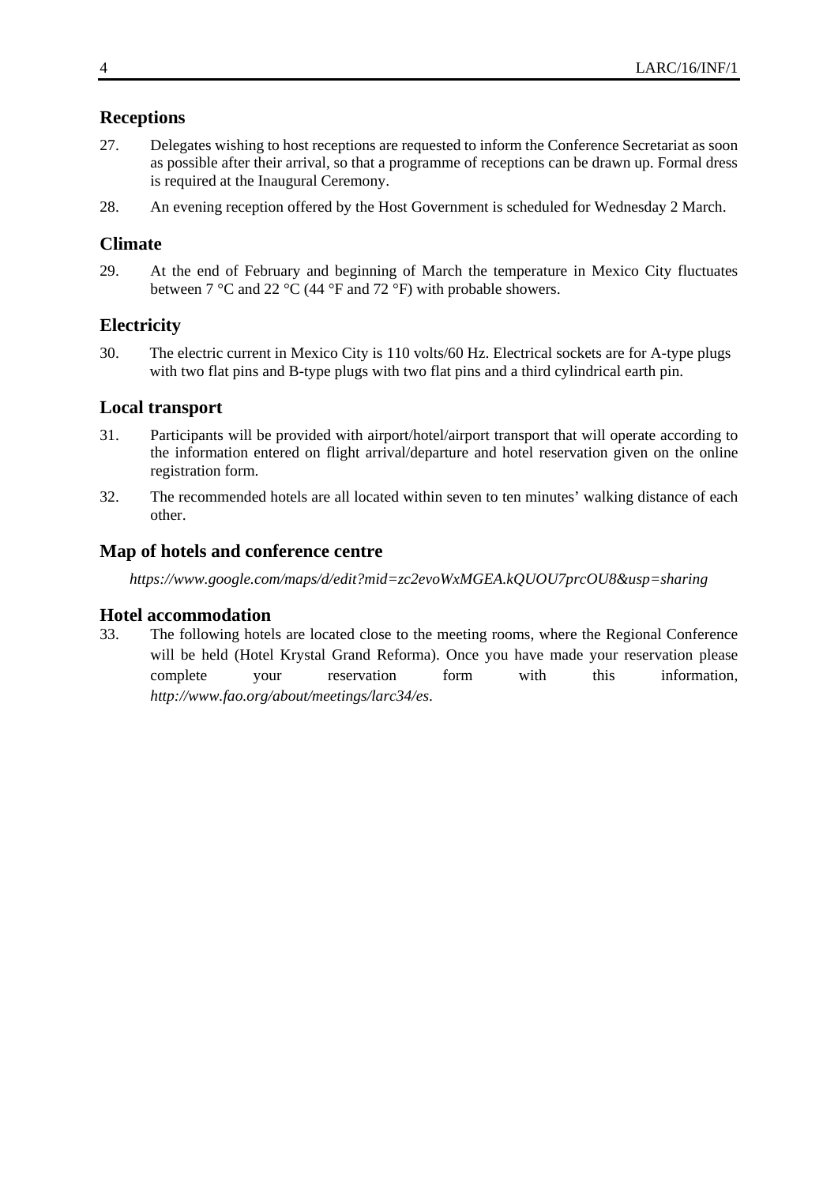## Receptions

27. Delegates wishing to host receptions are requested to inform the Conference Secretariat as soon as possible after their arrival, so that a programme of receptions can be drawn up. Formal dress is required at the Inaugural Ceremony.

28. An evening reception offered by the Host Government is scheduled for Wednesday 2 March.

## Climate

29. At the end of February and beginning of March the temperature in Mexico City fluctuates between 7 °C and 22 °C (44 °F and 72 °F) with probable showers.

## Electricity

30. The electric current in Mexico City is 110 volts/60 Hz. Electrical sockets are for A-type plugs with two flat pins and B-type plugs with two flat pins and a third cylindrical earth pin.

## Local transport

31. Participants will be provided with airport/hotel/airport transport that will operate according to the information entered on flight arrival/departure and hotel reservation given on the online registration form.

32. The recommended hotels are all located within seven to ten minutes' walking distance of each other.

## Map of hotels and conference centre

*https://www.google.com/maps/d/edit?mid=zc2evoWxMGEA.kQUOU7prcOU8&usp=sharing*

## Hotel accommodation

33. The following hotels are located close to the meeting rooms, where the Regional Conference will be held (Hotel Krystal Grand Reforma). Once you have made your reservation please complete your reservation form with this information, *http://www.fao.org/about/meetings/larc34/es*.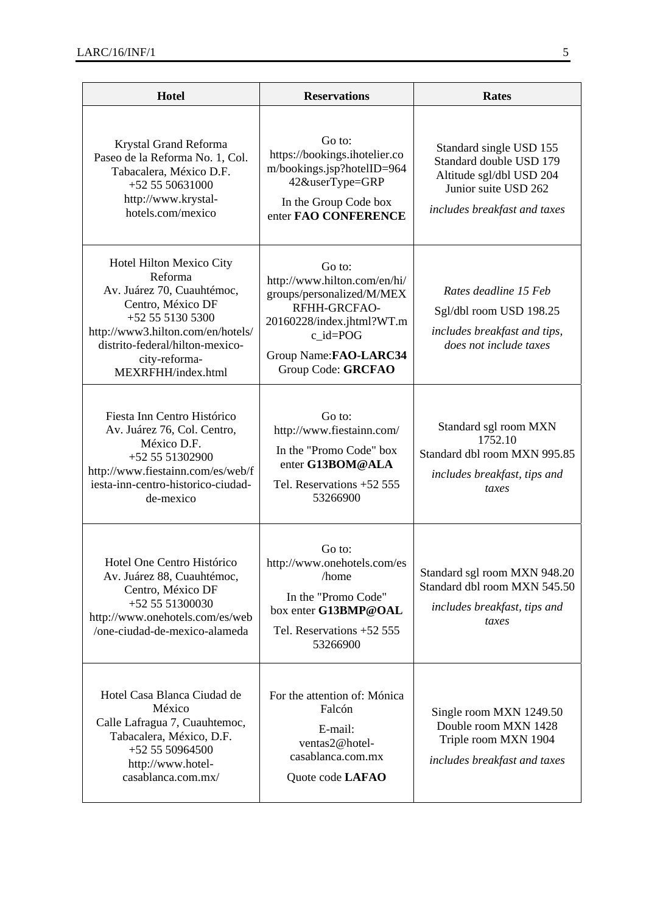| Hotel | Reservations | Rates |
|---|---|---|
| Krystal Grand Reforma<br>Paseo de la Reforma No. 1, Col. Tabacalera, México D.F.<br>+52 55 50631000<br>http://www.krystal-hotels.com/mexico | Go to:<br>https://bookings.ihotelier.com/bookings.jsp?hotelID=96442&userType=GRP<br>In the Group Code box enter **FAO CONFERENCE** | Standard single USD 155<br>Standard double USD 179<br>Altitude sgl/dbl USD 204<br>Junior suite USD 262<br>*includes breakfast and taxes* |
| Hotel Hilton Mexico City Reforma<br>Av. Juárez 70, Cuauhtémoc, Centro, México DF<br>+52 55 5130 5300<br>http://www3.hilton.com/en/hotels/distrito-federal/hilton-mexico-city-reforma-MEXRFHH/index.html | Go to:<br>http://www.hilton.com/en/hi/groups/personalized/M/MEXRFHH-GRCFAO-20160228/index.jhtml?WT.mc_id=POG<br>Group Name:**FAO-LARC34**<br>Group Code: **GRCFAO** | *Rates deadline 15 Feb*<br>Sgl/dbl room USD 198.25<br>*includes breakfast and tips, does not include taxes* |
| Fiesta Inn Centro Histórico<br>Av. Juárez 76, Col. Centro, México D.F.<br>+52 55 51302900<br>http://www.fiestainn.com/es/web/fiesta-inn-centro-historico-ciudad-de-mexico | Go to:<br>http://www.fiestainn.com/<br>In the "Promo Code" box enter **G13BOM@ALA**<br>Tel. Reservations +52 555 53266900 | Standard sgl room MXN 1752.10<br>Standard dbl room MXN 995.85<br>*includes breakfast, tips and taxes* |
| Hotel One Centro Histórico<br>Av. Juárez 88, Cuauhtémoc, Centro, México DF<br>+52 55 51300030<br>http://www.onehotels.com/es/web/one-ciudad-de-mexico-alameda | Go to:<br>http://www.onehotels.com/es/home<br>In the "Promo Code" box enter **G13BMP@OAL**<br>Tel. Reservations +52 555 53266900 | Standard sgl room MXN 948.20<br>Standard dbl room MXN 545.50<br>*includes breakfast, tips and taxes* |
| Hotel Casa Blanca Ciudad de México<br>Calle Lafragua 7, Cuauhtemoc, Tabacalera, México, D.F.<br>+52 55 50964500<br>http://www.hotel-casablanca.com.mx/ | For the attention of: Mónica Falcón<br>E-mail:<br>ventas2@hotel-casablanca.com.mx<br>Quote code **LAFAO** | Single room MXN 1249.50<br>Double room MXN 1428<br>Triple room MXN 1904<br>*includes breakfast and taxes* |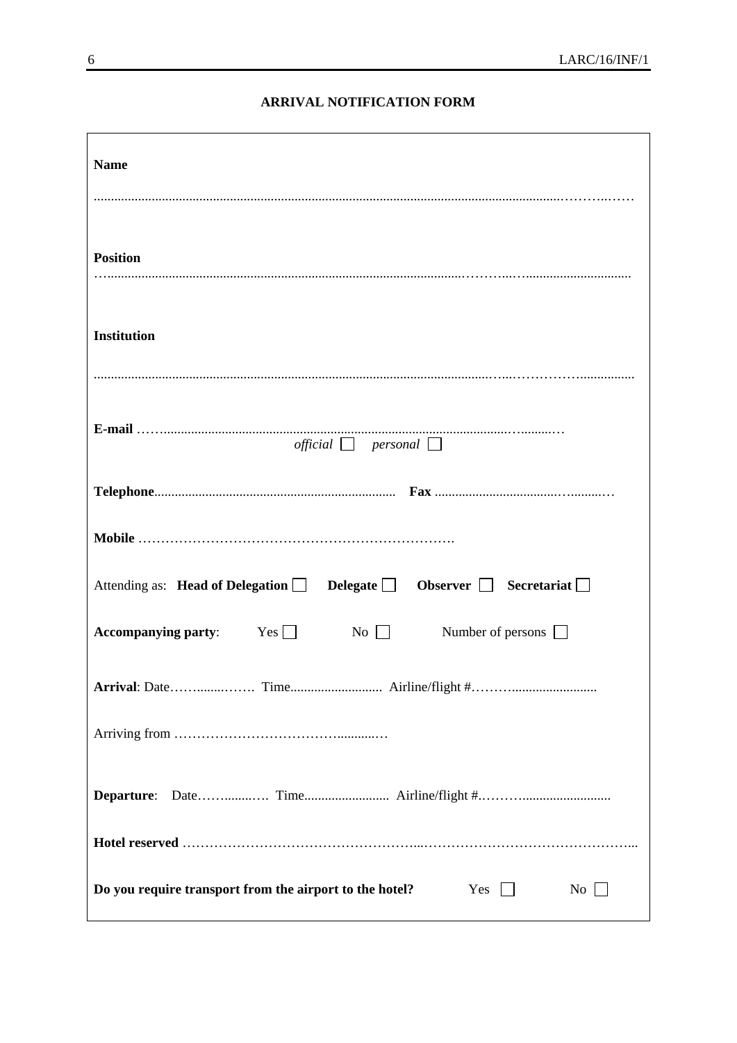## ARRIVAL NOTIFICATION FORM

**Name**

..........................................................................................................................................................

**Position**

..........................................................................................................................................................

**Institution**

..........................................................................................................................................................

**E-mail** ..........................................................................................................................

*official* ☐ *personal* ☐

**Telephone**........................................................................ **Fax** ..........................................................

**Mobile** ..............................................................................

Attending as: **Head of Delegation** ☐ **Delegate** ☐ **Observer** ☐ **Secretariat** ☐

**Accompanying party**: Yes ☐ No ☐ Number of persons ☐

**Arrival**: Date.................... Time........................... Airline/flight #..................................

Arriving from ...................................................

**Departure**: Date.................... Time......................... Airline/flight #..................................

**Hotel reserved** ..........................................................................................................................

**Do you require transport from the airport to the hotel?** Yes ☐ No ☐